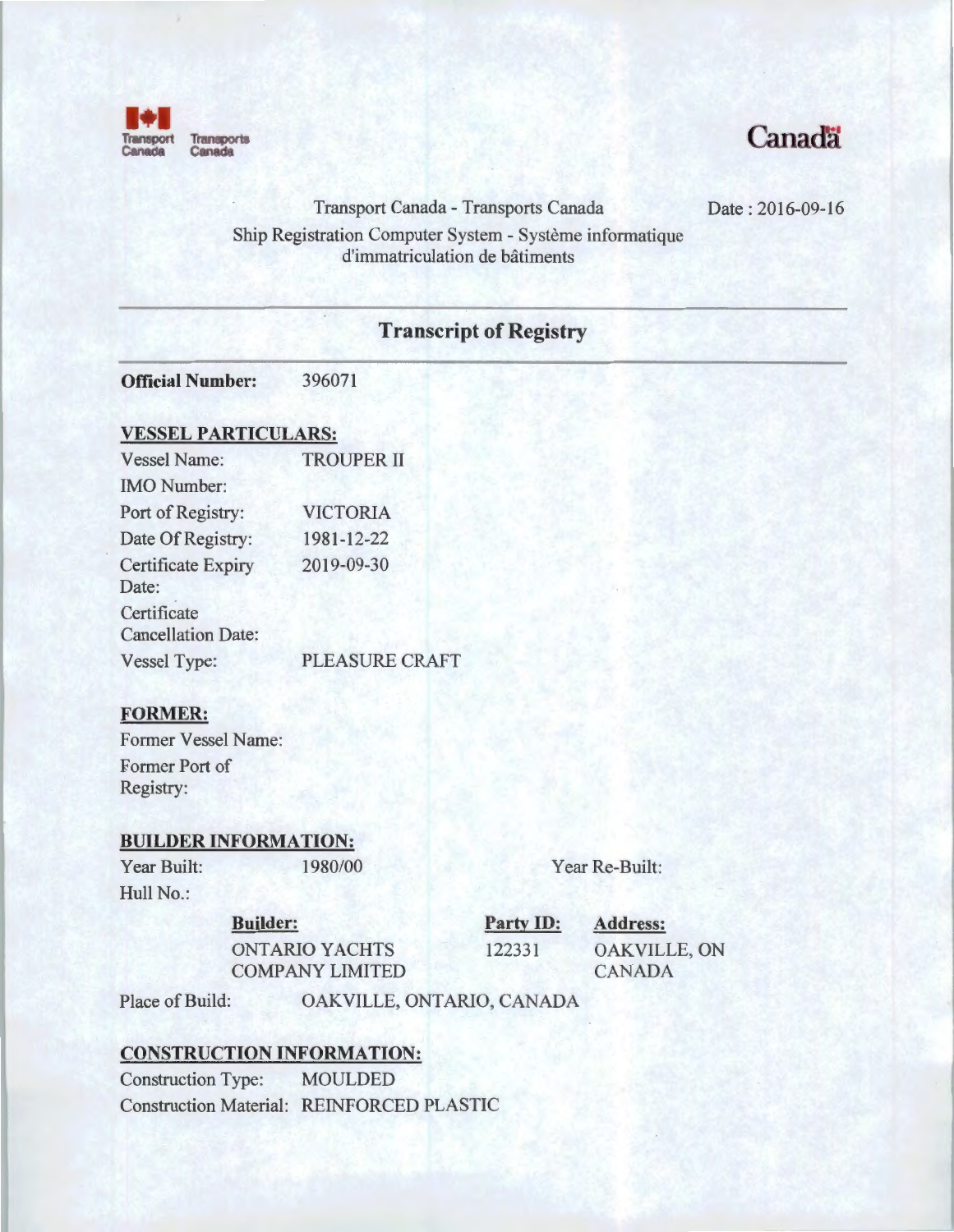Transport Canada Transports Canada

Canada

Transport Canada - Transports Canada

Date : 2016-09-16

Ship Registration Computer System - Système informatique d'immatriculation de bâtiments

# Transcript of Registry

**Official Number:** 396071

## VESSEL PARTICULARS:

| | |
|---|---|
| Vessel Name: | TROUPER II |
| IMO Number: | |
| Port of Registry: | VICTORIA |
| Date Of Registry: | 1981-12-22 |
| Certificate Expiry Date: | 2019-09-30 |
| Certificate Cancellation Date: | |
| Vessel Type: | PLEASURE CRAFT |

## FORMER:

| | |
|---|---|
| Former Vessel Name: | |
| Former Port of Registry: | |

## BUILDER INFORMATION:

Year Built: 1980/00

Year Re-Built:

Hull No.:

| Builder: | Party ID: | Address: |
|---|---|---|
| ONTARIO YACHTS COMPANY LIMITED | 122331 | OAKVILLE, ON CANADA |

Place of Build: OAKVILLE, ONTARIO, CANADA

## CONSTRUCTION INFORMATION:

| | |
|---|---|
| Construction Type: | MOULDED |
| Construction Material: | REINFORCED PLASTIC |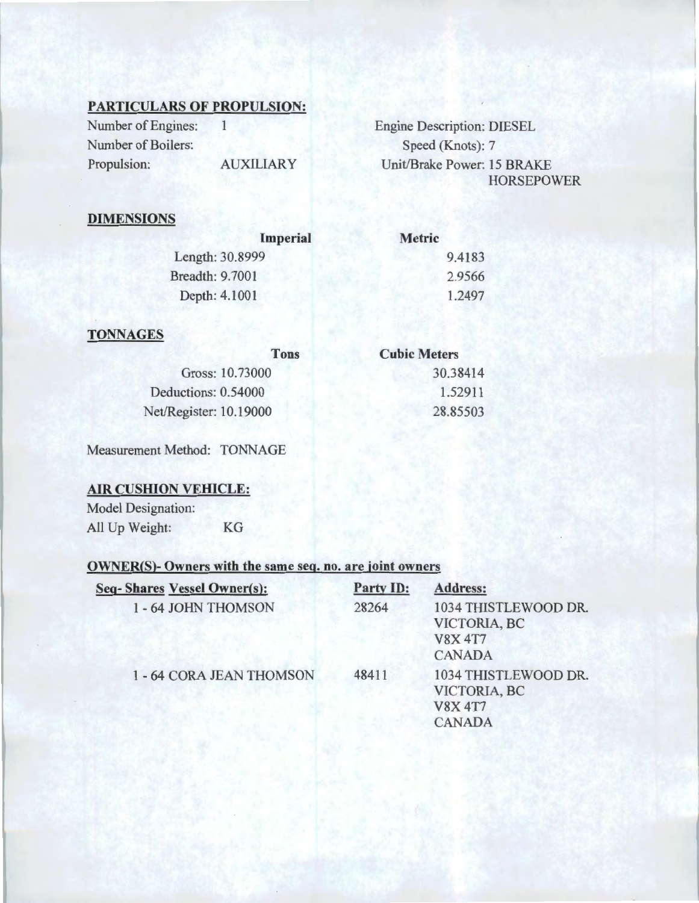## PARTICULARS OF PROPULSION:

| | | | |
|---|---|---|---|
| Number of Engines: | 1 | Engine Description: | DIESEL |
| Number of Boilers: | | Speed (Knots): | 7 |
| Propulsion: | AUXILIARY | Unit/Brake Power: | 15 BRAKE HORSEPOWER |

## DIMENSIONS

| | Imperial | Metric |
|---|---|---|
| Length: | 30.8999 | 9.4183 |
| Breadth: | 9.7001 | 2.9566 |
| Depth: | 4.1001 | 1.2497 |

## TONNAGES

| | Tons | Cubic Meters |
|---|---|---|
| Gross: | 10.73000 | 30.38414 |
| Deductions: | 0.54000 | 1.52911 |
| Net/Register: | 10.19000 | 28.85503 |

Measurement Method: TONNAGE

## AIR CUSHION VEHICLE:

Model Designation:

All Up Weight: KG

## OWNER(S)- Owners with the same seq. no. are joint owners

| Seq- Shares | Vessel Owner(s): | Party ID: | Address: |
|---|---|---|---|
| 1 - 64 | JOHN THOMSON | 28264 | 1034 THISTLEWOOD DR. VICTORIA, BC V8X 4T7 CANADA |
| 1 - 64 | CORA JEAN THOMSON | 48411 | 1034 THISTLEWOOD DR. VICTORIA, BC V8X 4T7 CANADA |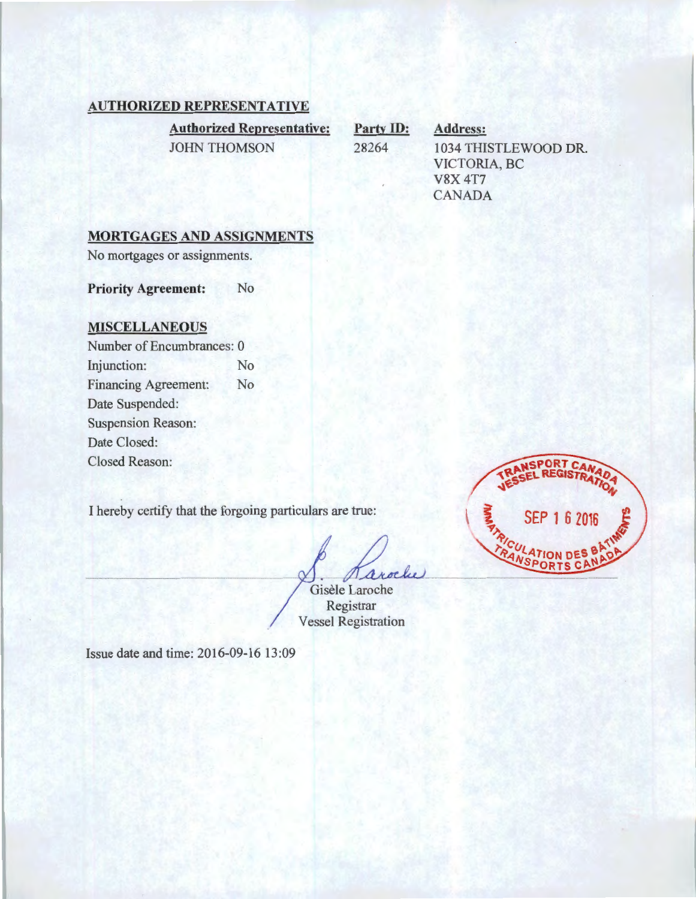## AUTHORIZED REPRESENTATIVE

| Authorized Representative: | Party ID: | Address: |
| --- | --- | --- |
| JOHN THOMSON | 28264 | 1034 THISTLEWOOD DR.<br>VICTORIA, BC<br>V8X 4T7<br>CANADA |

## MORTGAGES AND ASSIGNMENTS

No mortgages or assignments.

**Priority Agreement:** No

## MISCELLANEOUS

Number of Encumbrances: 0
Injunction: No
Financing Agreement: No
Date Suspended:
Suspension Reason:
Date Closed:
Closed Reason:

I hereby certify that the forgoing particulars are true:

TRANSPORT CANADA VESSEL REGISTRATION
SEP 16 2016
IMMATRICULATION DES BÂTIMENTS TRANSPORTS CANADA

Gisèle Laroche
Registrar
Vessel Registration

Issue date and time: 2016-09-16 13:09